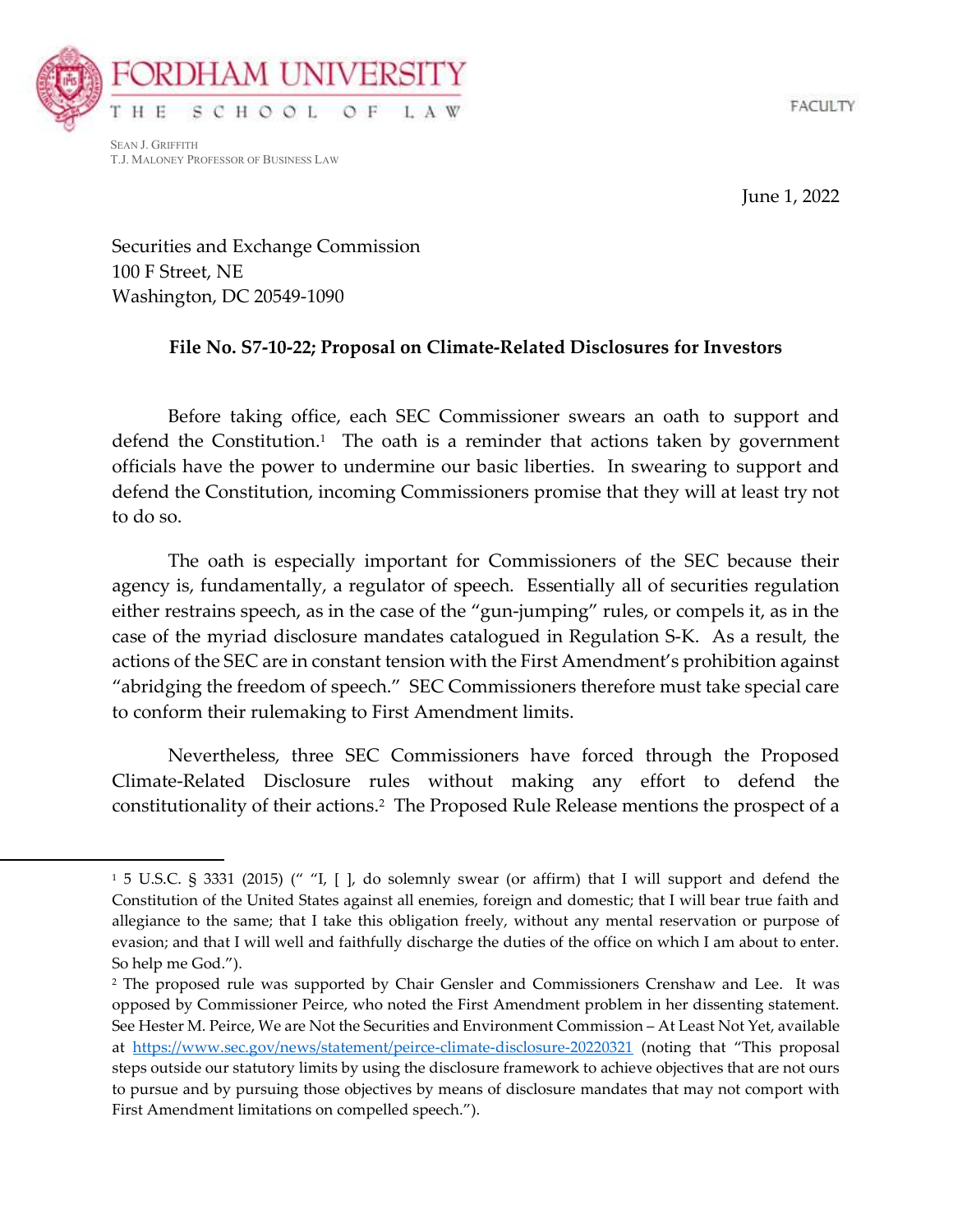FORDHAM UNIVERSITY

THE SCHOOL OF LAW

FACULTY

SEAN J. GRIFFITH
T.J. MALONEY PROFESSOR OF BUSINESS LAW

June 1, 2022

Securities and Exchange Commission
100 F Street, NE
Washington, DC 20549-1090

**File No. S7-10-22; Proposal on Climate-Related Disclosures for Investors**

Before taking office, each SEC Commissioner swears an oath to support and defend the Constitution.[1] The oath is a reminder that actions taken by government officials have the power to undermine our basic liberties. In swearing to support and defend the Constitution, incoming Commissioners promise that they will at least try not to do so.

The oath is especially important for Commissioners of the SEC because their agency is, fundamentally, a regulator of speech. Essentially all of securities regulation either restrains speech, as in the case of the "gun-jumping" rules, or compels it, as in the case of the myriad disclosure mandates catalogued in Regulation S-K. As a result, the actions of the SEC are in constant tension with the First Amendment's prohibition against "abridging the freedom of speech." SEC Commissioners therefore must take special care to conform their rulemaking to First Amendment limits.

Nevertheless, three SEC Commissioners have forced through the Proposed Climate-Related Disclosure rules without making any effort to defend the constitutionality of their actions.[2] The Proposed Rule Release mentions the prospect of a

---

[1] 5 U.S.C. § 3331 (2015) (" "I, [ ], do solemnly swear (or affirm) that I will support and defend the Constitution of the United States against all enemies, foreign and domestic; that I will bear true faith and allegiance to the same; that I take this obligation freely, without any mental reservation or purpose of evasion; and that I will well and faithfully discharge the duties of the office on which I am about to enter. So help me God.").

[2] The proposed rule was supported by Chair Gensler and Commissioners Crenshaw and Lee. It was opposed by Commissioner Peirce, who noted the First Amendment problem in her dissenting statement. See Hester M. Peirce, We are Not the Securities and Environment Commission – At Least Not Yet, available at https://www.sec.gov/news/statement/peirce-climate-disclosure-20220321 (noting that "This proposal steps outside our statutory limits by using the disclosure framework to achieve objectives that are not ours to pursue and by pursuing those objectives by means of disclosure mandates that may not comport with First Amendment limitations on compelled speech.").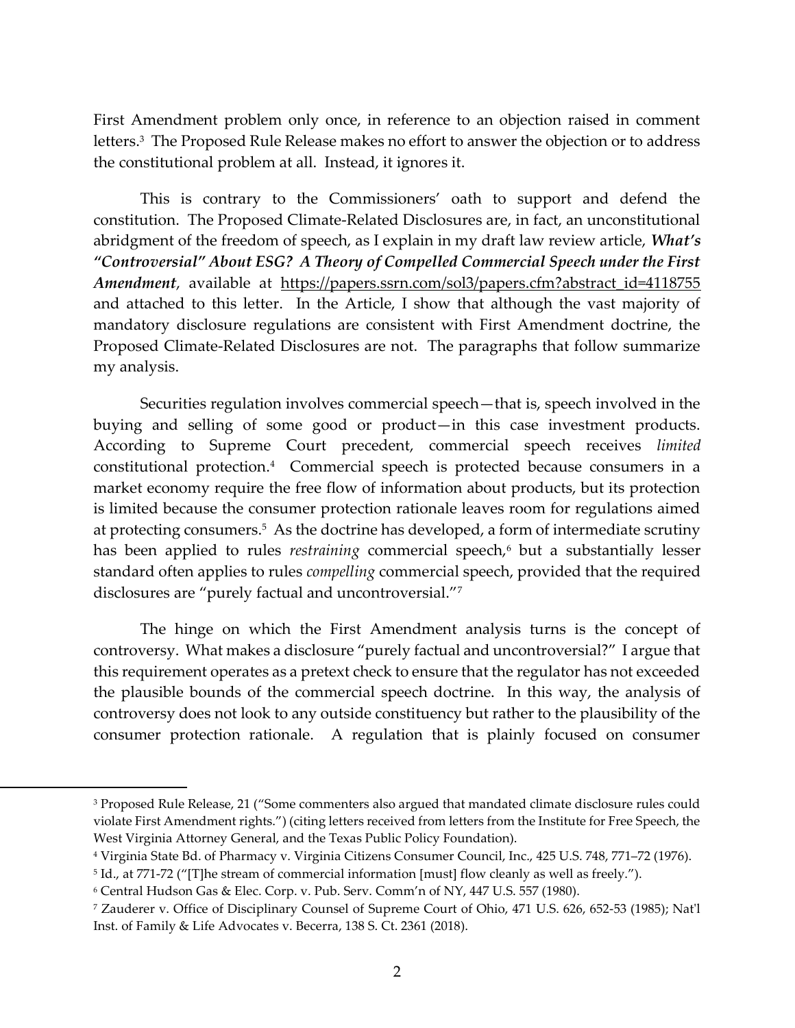First Amendment problem only once, in reference to an objection raised in comment letters.[3] The Proposed Rule Release makes no effort to answer the objection or to address the constitutional problem at all. Instead, it ignores it.

This is contrary to the Commissioners' oath to support and defend the constitution. The Proposed Climate-Related Disclosures are, in fact, an unconstitutional abridgment of the freedom of speech, as I explain in my draft law review article, ***What's "Controversial" About ESG? A Theory of Compelled Commercial Speech under the First Amendment***, available at https://papers.ssrn.com/sol3/papers.cfm?abstract_id=4118755 and attached to this letter. In the Article, I show that although the vast majority of mandatory disclosure regulations are consistent with First Amendment doctrine, the Proposed Climate-Related Disclosures are not. The paragraphs that follow summarize my analysis.

Securities regulation involves commercial speech—that is, speech involved in the buying and selling of some good or product—in this case investment products. According to Supreme Court precedent, commercial speech receives *limited* constitutional protection.[4] Commercial speech is protected because consumers in a market economy require the free flow of information about products, but its protection is limited because the consumer protection rationale leaves room for regulations aimed at protecting consumers.[5] As the doctrine has developed, a form of intermediate scrutiny has been applied to rules *restraining* commercial speech,[6] but a substantially lesser standard often applies to rules *compelling* commercial speech, provided that the required disclosures are "purely factual and uncontroversial."[7]

The hinge on which the First Amendment analysis turns is the concept of controversy. What makes a disclosure "purely factual and uncontroversial?" I argue that this requirement operates as a pretext check to ensure that the regulator has not exceeded the plausible bounds of the commercial speech doctrine. In this way, the analysis of controversy does not look to any outside constituency but rather to the plausibility of the consumer protection rationale. A regulation that is plainly focused on consumer

---

[3] Proposed Rule Release, 21 ("Some commenters also argued that mandated climate disclosure rules could violate First Amendment rights.") (citing letters received from letters from the Institute for Free Speech, the West Virginia Attorney General, and the Texas Public Policy Foundation).

[4] Virginia State Bd. of Pharmacy v. Virginia Citizens Consumer Council, Inc., 425 U.S. 748, 771–72 (1976).

[5] Id., at 771-72 ("[T]he stream of commercial information [must] flow cleanly as well as freely.").

[6] Central Hudson Gas & Elec. Corp. v. Pub. Serv. Comm'n of NY, 447 U.S. 557 (1980).

[7] Zauderer v. Office of Disciplinary Counsel of Supreme Court of Ohio, 471 U.S. 626, 652-53 (1985); Nat'l Inst. of Family & Life Advocates v. Becerra, 138 S. Ct. 2361 (2018).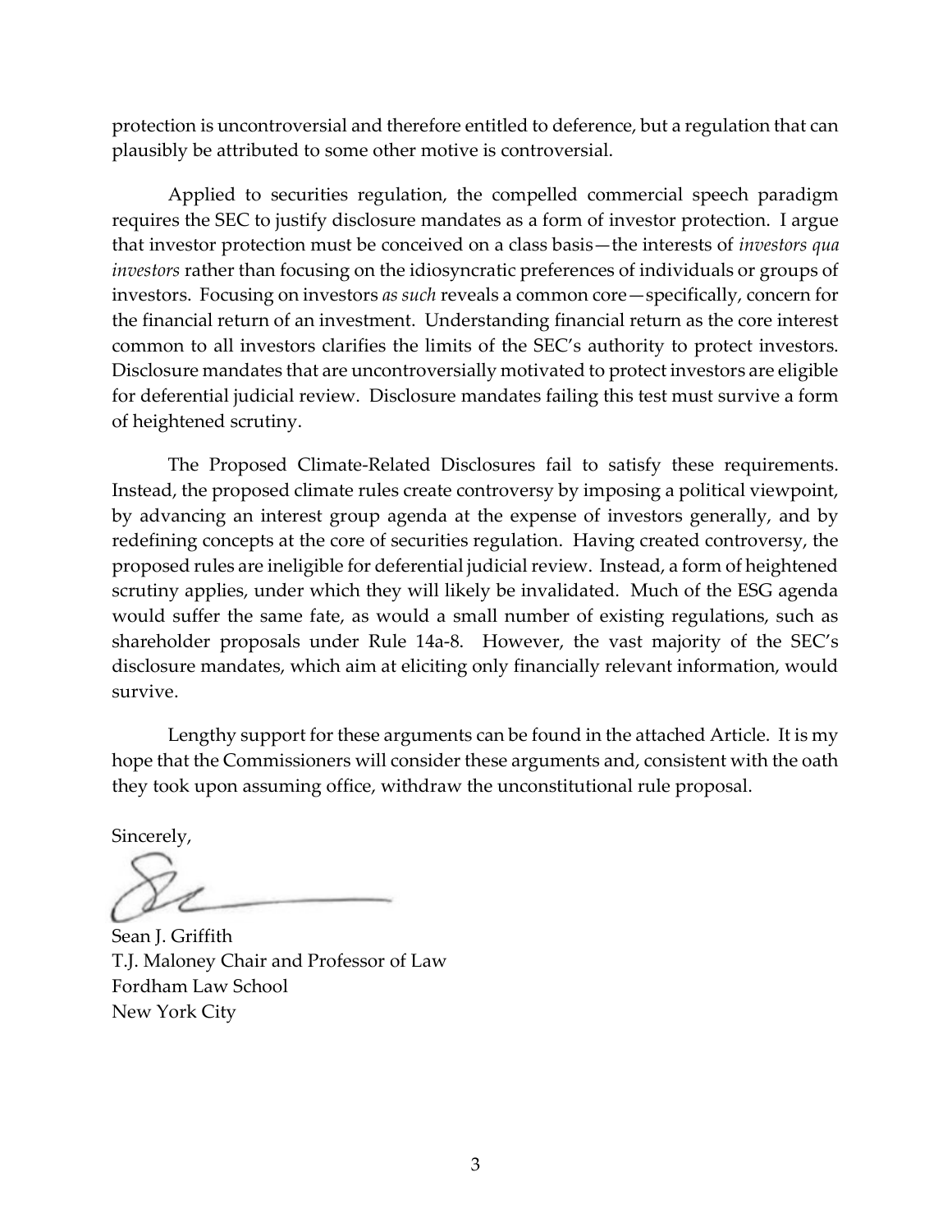protection is uncontroversial and therefore entitled to deference, but a regulation that can plausibly be attributed to some other motive is controversial.

Applied to securities regulation, the compelled commercial speech paradigm requires the SEC to justify disclosure mandates as a form of investor protection. I argue that investor protection must be conceived on a class basis—the interests of *investors qua investors* rather than focusing on the idiosyncratic preferences of individuals or groups of investors. Focusing on investors *as such* reveals a common core—specifically, concern for the financial return of an investment. Understanding financial return as the core interest common to all investors clarifies the limits of the SEC's authority to protect investors. Disclosure mandates that are uncontroversially motivated to protect investors are eligible for deferential judicial review. Disclosure mandates failing this test must survive a form of heightened scrutiny.

The Proposed Climate-Related Disclosures fail to satisfy these requirements. Instead, the proposed climate rules create controversy by imposing a political viewpoint, by advancing an interest group agenda at the expense of investors generally, and by redefining concepts at the core of securities regulation. Having created controversy, the proposed rules are ineligible for deferential judicial review. Instead, a form of heightened scrutiny applies, under which they will likely be invalidated. Much of the ESG agenda would suffer the same fate, as would a small number of existing regulations, such as shareholder proposals under Rule 14a-8. However, the vast majority of the SEC's disclosure mandates, which aim at eliciting only financially relevant information, would survive.

Lengthy support for these arguments can be found in the attached Article. It is my hope that the Commissioners will consider these arguments and, consistent with the oath they took upon assuming office, withdraw the unconstitutional rule proposal.

Sincerely,

Sean J. Griffith
T.J. Maloney Chair and Professor of Law
Fordham Law School
New York City